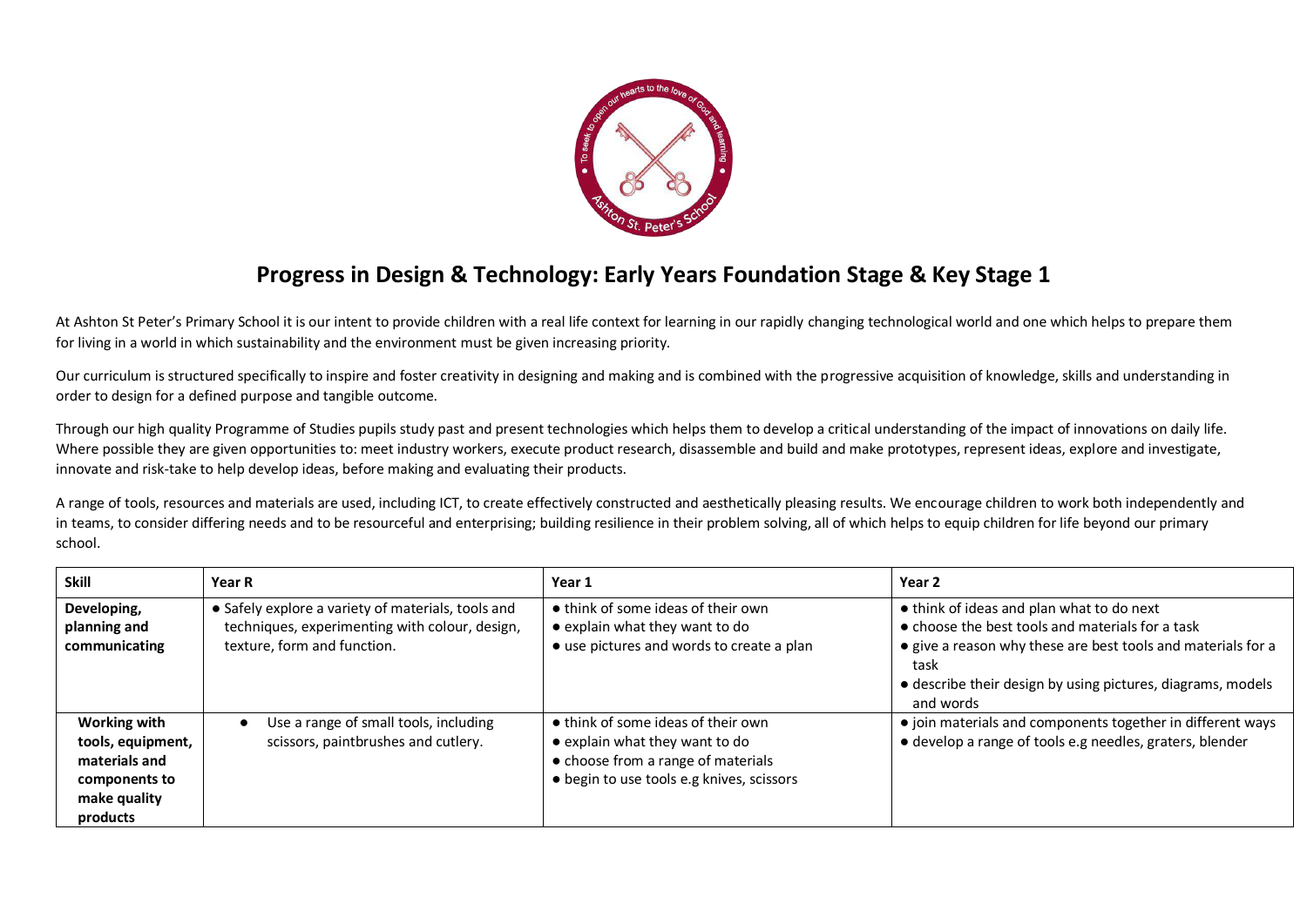# Progress in Design & Technology: Early Years Foundation Stage & Key Stage 1

At Ashton St Peter's Primary School it is our intent to provide children with a real life context for learning in our rapidly changing technological world and one which helps to prepare them for living in a world in which sustainability and the environment must be given increasing priority.

Our curriculum is structured specifically to inspire and foster creativity in designing and making and is combined with the progressive acquisition of knowledge, skills and understanding in order to design for a defined purpose and tangible outcome.

Through our high quality Programme of Studies pupils study past and present technologies which helps them to develop a critical understanding of the impact of innovations on daily life. Where possible they are given opportunities to: meet industry workers, execute product research, disassemble and build and make prototypes, represent ideas, explore and investigate, innovate and risk-take to help develop ideas, before making and evaluating their products.

A range of tools, resources and materials are used, including ICT, to create effectively constructed and aesthetically pleasing results. We encourage children to work both independently and in teams, to consider differing needs and to be resourceful and enterprising; building resilience in their problem solving, all of which helps to equip children for life beyond our primary school.

| Skill | Year R | Year 1 | Year 2 |
|---|---|---|---|
| **Developing, planning and communicating** | • Safely explore a variety of materials, tools and techniques, experimenting with colour, design, texture, form and function. | • think of some ideas of their own<br>• explain what they want to do<br>• use pictures and words to create a plan | • think of ideas and plan what to do next<br>• choose the best tools and materials for a task<br>• give a reason why these are best tools and materials for a task<br>• describe their design by using pictures, diagrams, models and words |
| **Working with tools, equipment, materials and components to make quality products** | • Use a range of small tools, including scissors, paintbrushes and cutlery. | • think of some ideas of their own<br>• explain what they want to do<br>• choose from a range of materials<br>• begin to use tools e.g knives, scissors | • join materials and components together in different ways<br>• develop a range of tools e.g needles, graters, blender |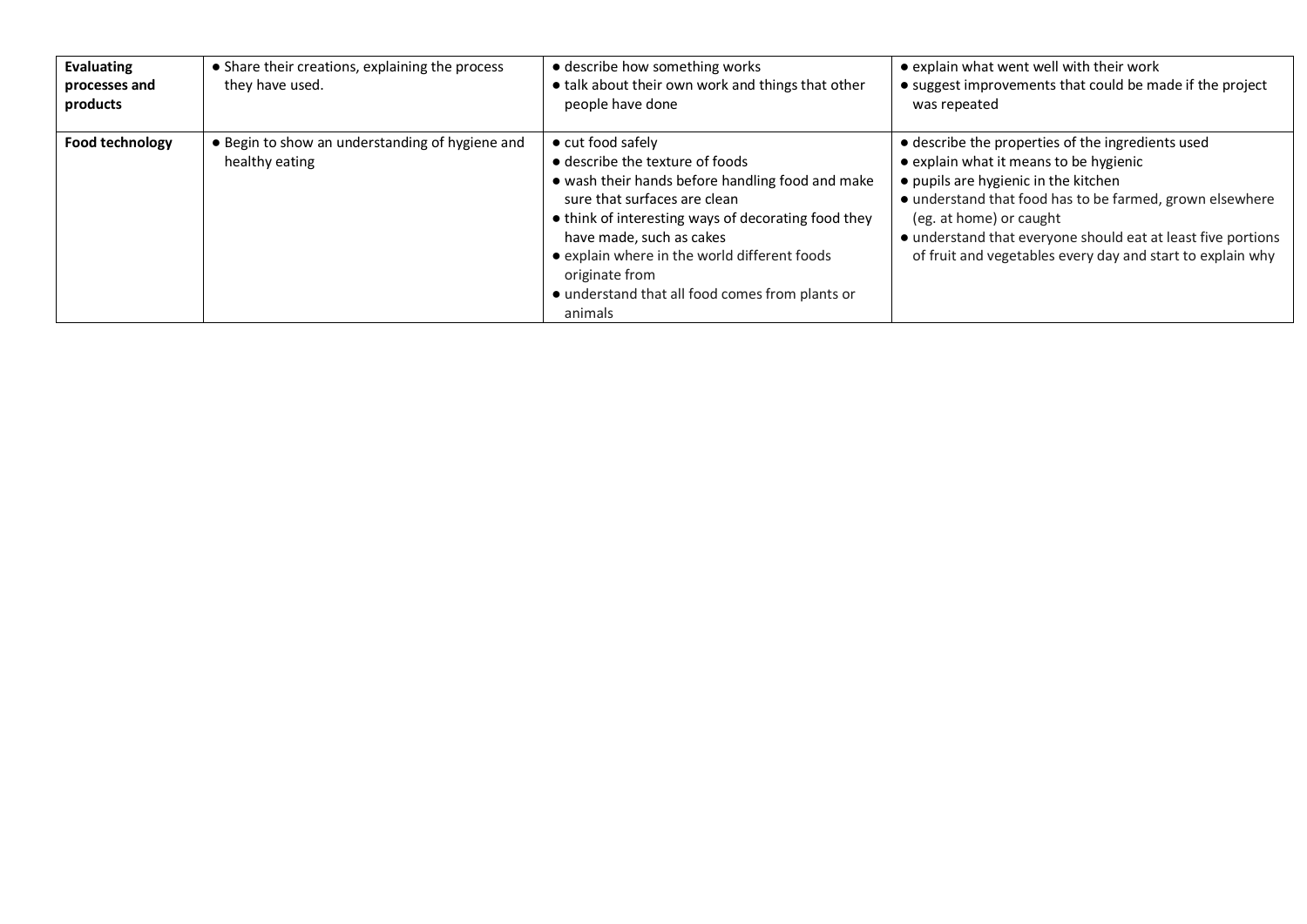| | | | |
|---|---|---|---|
| **Evaluating processes and products** | ● Share their creations, explaining the process they have used. | ● describe how something works<br>● talk about their own work and things that other people have done | ● explain what went well with their work<br>● suggest improvements that could be made if the project was repeated |
| **Food technology** | ● Begin to show an understanding of hygiene and healthy eating | ● cut food safely<br>● describe the texture of foods<br>● wash their hands before handling food and make sure that surfaces are clean<br>● think of interesting ways of decorating food they have made, such as cakes<br>● explain where in the world different foods originate from<br>● understand that all food comes from plants or animals | ● describe the properties of the ingredients used<br>● explain what it means to be hygienic<br>● pupils are hygienic in the kitchen<br>● understand that food has to be farmed, grown elsewhere (eg. at home) or caught<br>● understand that everyone should eat at least five portions of fruit and vegetables every day and start to explain why |